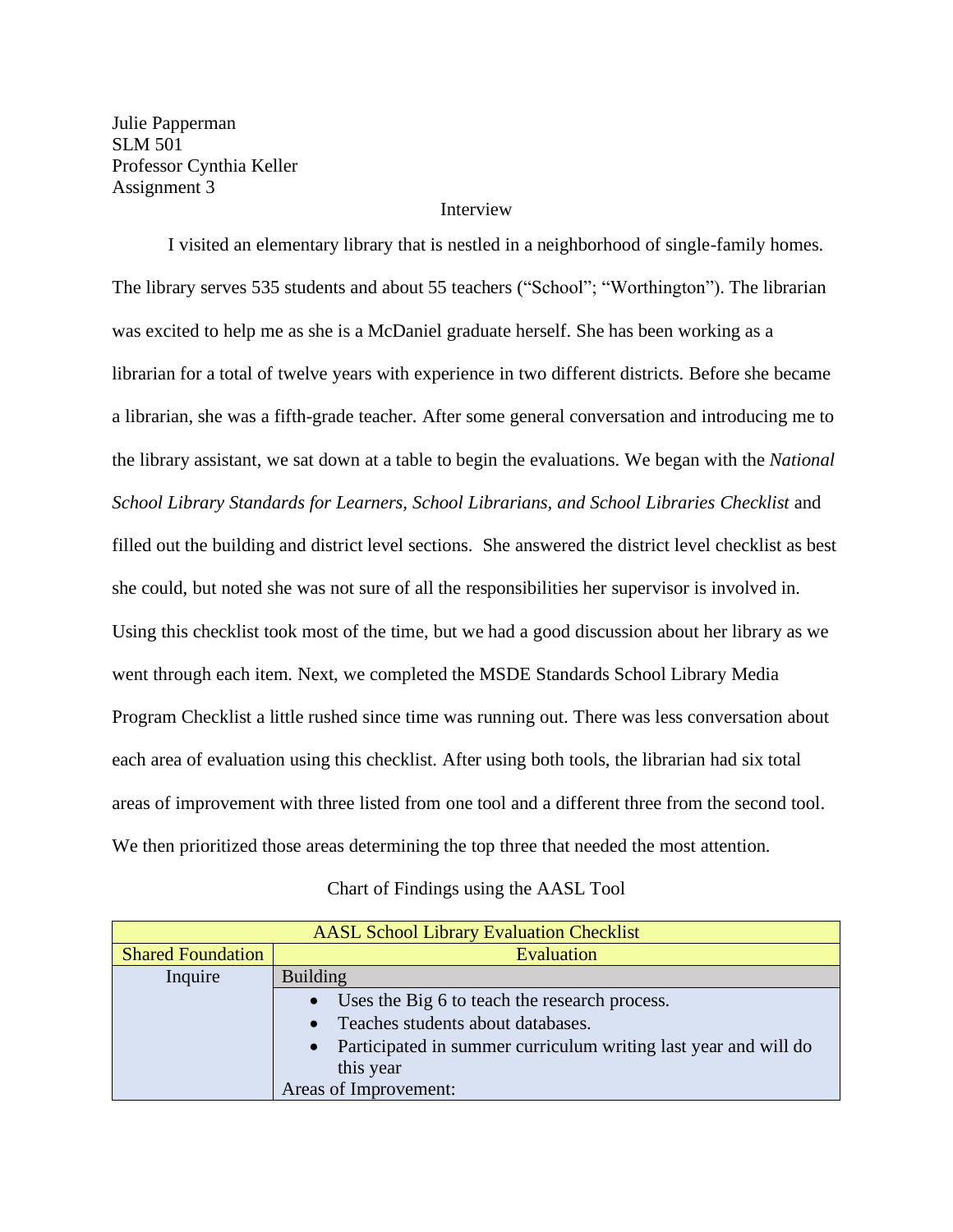Julie Papperman
SLM 501
Professor Cynthia Keller
Assignment 3

Interview

I visited an elementary library that is nestled in a neighborhood of single-family homes. The library serves 535 students and about 55 teachers ("School"; "Worthington"). The librarian was excited to help me as she is a McDaniel graduate herself. She has been working as a librarian for a total of twelve years with experience in two different districts. Before she became a librarian, she was a fifth-grade teacher. After some general conversation and introducing me to the library assistant, we sat down at a table to begin the evaluations. We began with the *National School Library Standards for Learners, School Librarians, and School Libraries Checklist* and filled out the building and district level sections. She answered the district level checklist as best she could, but noted she was not sure of all the responsibilities her supervisor is involved in. Using this checklist took most of the time, but we had a good discussion about her library as we went through each item. Next, we completed the MSDE Standards School Library Media Program Checklist a little rushed since time was running out. There was less conversation about each area of evaluation using this checklist. After using both tools, the librarian had six total areas of improvement with three listed from one tool and a different three from the second tool. We then prioritized those areas determining the top three that needed the most attention.

Chart of Findings using the AASL Tool

| AASL School Library Evaluation Checklist | |
|---|---|
| Shared Foundation | Evaluation |
| Inquire | Building<br>• Uses the Big 6 to teach the research process.<br>• Teaches students about databases.<br>• Participated in summer curriculum writing last year and will do this year<br>Areas of Improvement: |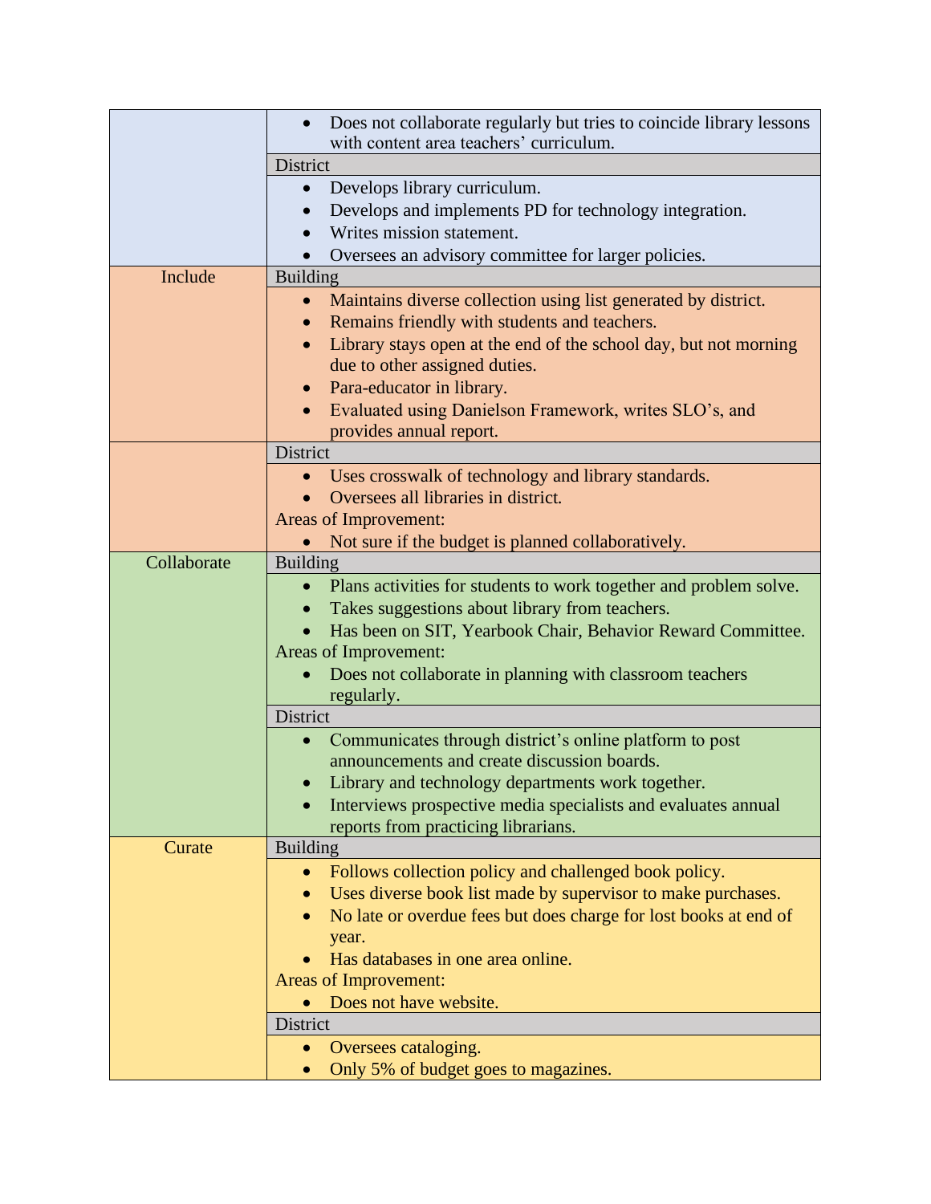| | |
|---|---|
| | • Does not collaborate regularly but tries to coincide library lessons with content area teachers' curriculum. |
| | **District** |
| | • Develops library curriculum.<br>• Develops and implements PD for technology integration.<br>• Writes mission statement.<br>• Oversees an advisory committee for larger policies. |
| Include | **Building** |
| | • Maintains diverse collection using list generated by district.<br>• Remains friendly with students and teachers.<br>• Library stays open at the end of the school day, but not morning due to other assigned duties.<br>• Para-educator in library.<br>• Evaluated using Danielson Framework, writes SLO's, and provides annual report. |
| | **District** |
| | • Uses crosswalk of technology and library standards.<br>• Oversees all libraries in district.<br>Areas of Improvement:<br>• Not sure if the budget is planned collaboratively. |
| Collaborate | **Building** |
| | • Plans activities for students to work together and problem solve.<br>• Takes suggestions about library from teachers.<br>• Has been on SIT, Yearbook Chair, Behavior Reward Committee.<br>Areas of Improvement:<br>• Does not collaborate in planning with classroom teachers regularly. |
| | **District** |
| | • Communicates through district's online platform to post announcements and create discussion boards.<br>• Library and technology departments work together.<br>• Interviews prospective media specialists and evaluates annual reports from practicing librarians. |
| Curate | **Building** |
| | • Follows collection policy and challenged book policy.<br>• Uses diverse book list made by supervisor to make purchases.<br>• No late or overdue fees but does charge for lost books at end of year.<br>• Has databases in one area online.<br>Areas of Improvement:<br>• Does not have website. |
| | **District** |
| | • Oversees cataloging.<br>• Only 5% of budget goes to magazines. |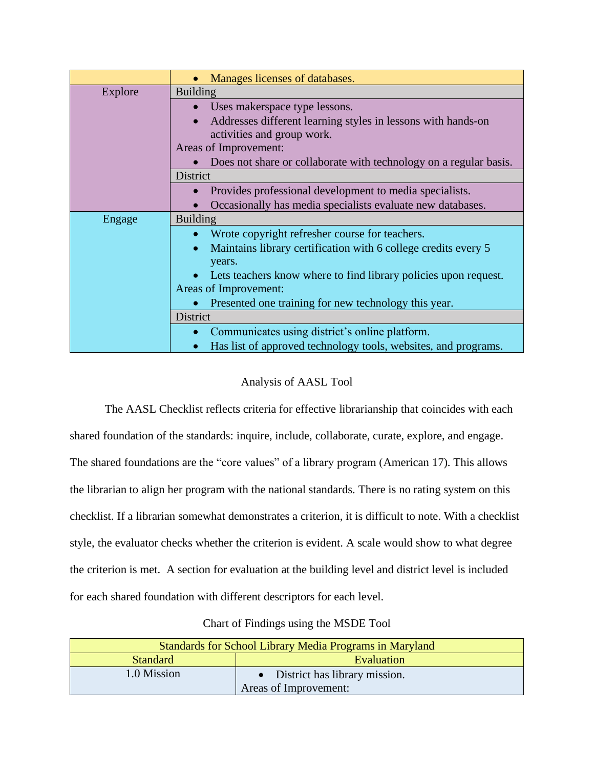| | |
|---|---|
| | • Manages licenses of databases. |
| Explore | Building |
| | • Uses makerspace type lessons.<br>• Addresses different learning styles in lessons with hands-on activities and group work.<br>Areas of Improvement:<br>• Does not share or collaborate with technology on a regular basis. |
| | District |
| | • Provides professional development to media specialists.<br>• Occasionally has media specialists evaluate new databases. |
| Engage | Building |
| | • Wrote copyright refresher course for teachers.<br>• Maintains library certification with 6 college credits every 5 years.<br>• Lets teachers know where to find library policies upon request.<br>Areas of Improvement:<br>• Presented one training for new technology this year. |
| | District |
| | • Communicates using district's online platform.<br>• Has list of approved technology tools, websites, and programs. |

Analysis of AASL Tool

The AASL Checklist reflects criteria for effective librarianship that coincides with each shared foundation of the standards: inquire, include, collaborate, curate, explore, and engage. The shared foundations are the "core values" of a library program (American 17). This allows the librarian to align her program with the national standards. There is no rating system on this checklist. If a librarian somewhat demonstrates a criterion, it is difficult to note. With a checklist style, the evaluator checks whether the criterion is evident. A scale would show to what degree the criterion is met. A section for evaluation at the building level and district level is included for each shared foundation with different descriptors for each level.

Chart of Findings using the MSDE Tool

| Standards for School Library Media Programs in Maryland | |
|---|---|
| Standard | Evaluation |
| 1.0 Mission | • District has library mission.<br>Areas of Improvement: |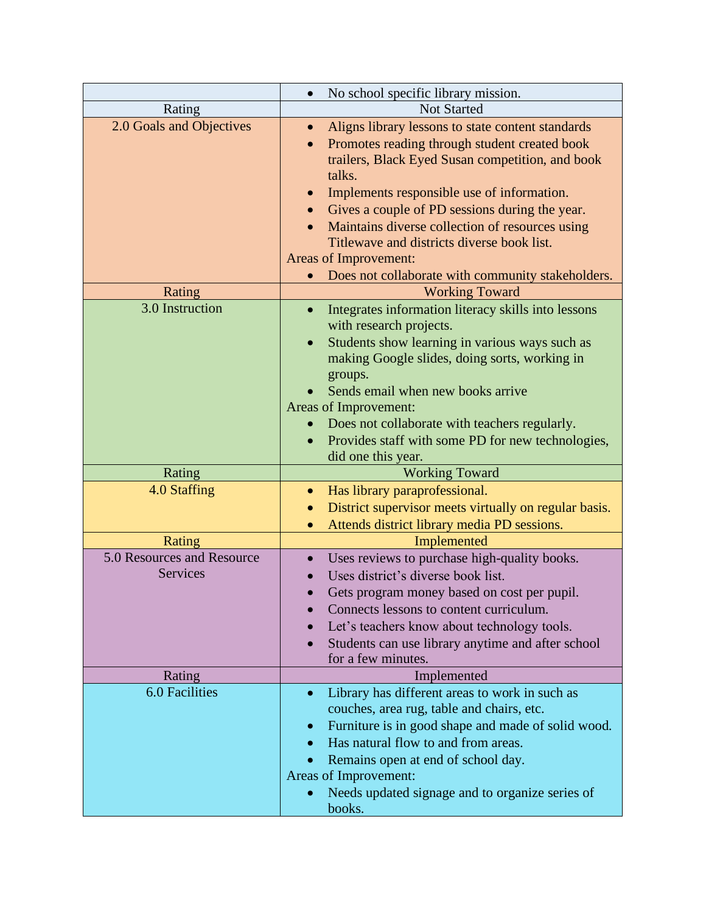| | |
|---|---|
| | • No school specific library mission. |
| Rating | Not Started |
| 2.0 Goals and Objectives | • Aligns library lessons to state content standards<br>• Promotes reading through student created book trailers, Black Eyed Susan competition, and book talks.<br>• Implements responsible use of information.<br>• Gives a couple of PD sessions during the year.<br>• Maintains diverse collection of resources using Titlewave and districts diverse book list.<br>Areas of Improvement:<br>• Does not collaborate with community stakeholders. |
| Rating | Working Toward |
| 3.0 Instruction | • Integrates information literacy skills into lessons with research projects.<br>• Students show learning in various ways such as making Google slides, doing sorts, working in groups.<br>• Sends email when new books arrive<br>Areas of Improvement:<br>• Does not collaborate with teachers regularly.<br>• Provides staff with some PD for new technologies, did one this year. |
| Rating | Working Toward |
| 4.0 Staffing | • Has library paraprofessional.<br>• District supervisor meets virtually on regular basis.<br>• Attends district library media PD sessions. |
| Rating | Implemented |
| 5.0 Resources and Resource Services | • Uses reviews to purchase high-quality books.<br>• Uses district's diverse book list.<br>• Gets program money based on cost per pupil.<br>• Connects lessons to content curriculum.<br>• Let's teachers know about technology tools.<br>• Students can use library anytime and after school for a few minutes. |
| Rating | Implemented |
| 6.0 Facilities | • Library has different areas to work in such as couches, area rug, table and chairs, etc.<br>• Furniture is in good shape and made of solid wood.<br>• Has natural flow to and from areas.<br>• Remains open at end of school day.<br>Areas of Improvement:<br>• Needs updated signage and to organize series of books. |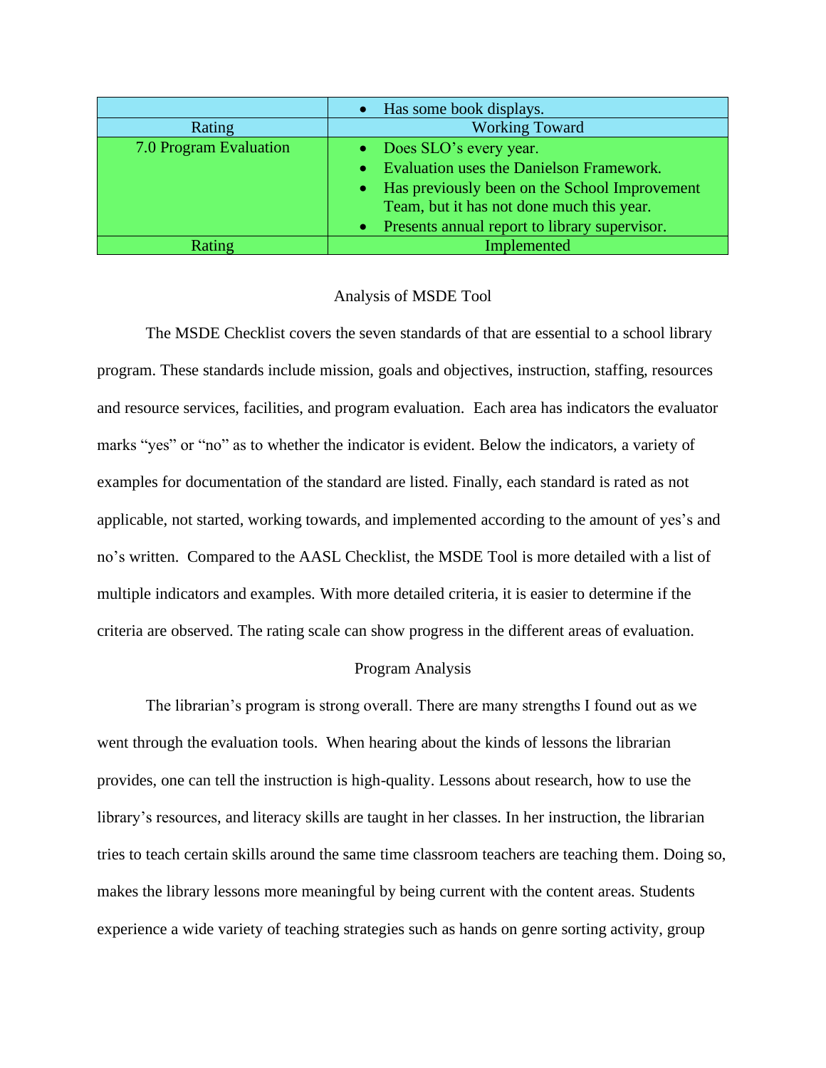| | |
|---|---|
| | • Has some book displays. |
| Rating | Working Toward |
| 7.0 Program Evaluation | • Does SLO's every year.<br>• Evaluation uses the Danielson Framework.<br>• Has previously been on the School Improvement Team, but it has not done much this year.<br>• Presents annual report to library supervisor. |
| Rating | Implemented |

## Analysis of MSDE Tool

The MSDE Checklist covers the seven standards of that are essential to a school library program. These standards include mission, goals and objectives, instruction, staffing, resources and resource services, facilities, and program evaluation. Each area has indicators the evaluator marks "yes" or "no" as to whether the indicator is evident. Below the indicators, a variety of examples for documentation of the standard are listed. Finally, each standard is rated as not applicable, not started, working towards, and implemented according to the amount of yes's and no's written. Compared to the AASL Checklist, the MSDE Tool is more detailed with a list of multiple indicators and examples. With more detailed criteria, it is easier to determine if the criteria are observed. The rating scale can show progress in the different areas of evaluation.

## Program Analysis

The librarian's program is strong overall. There are many strengths I found out as we went through the evaluation tools. When hearing about the kinds of lessons the librarian provides, one can tell the instruction is high-quality. Lessons about research, how to use the library's resources, and literacy skills are taught in her classes. In her instruction, the librarian tries to teach certain skills around the same time classroom teachers are teaching them. Doing so, makes the library lessons more meaningful by being current with the content areas. Students experience a wide variety of teaching strategies such as hands on genre sorting activity, group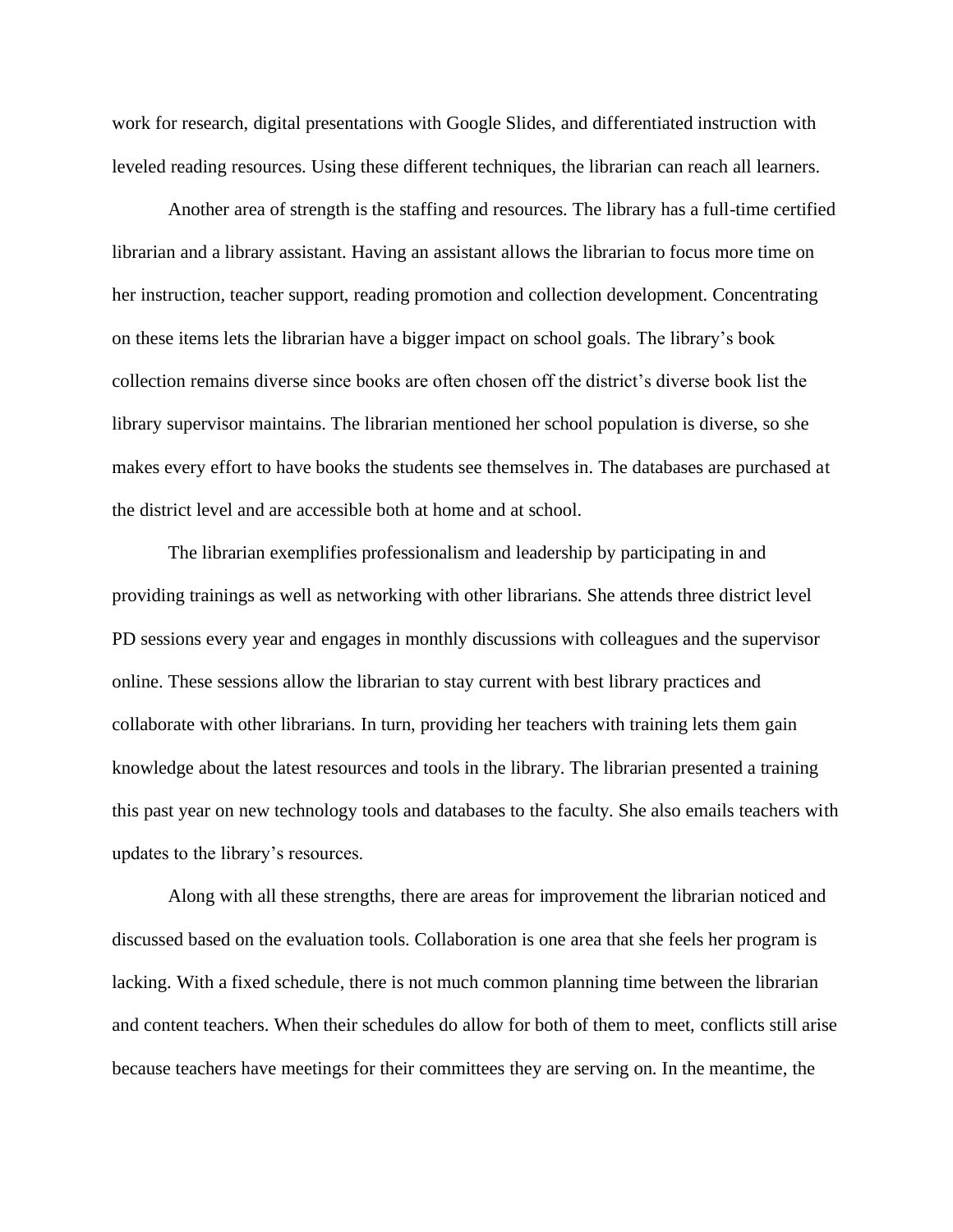work for research, digital presentations with Google Slides, and differentiated instruction with leveled reading resources. Using these different techniques, the librarian can reach all learners.

Another area of strength is the staffing and resources. The library has a full-time certified librarian and a library assistant. Having an assistant allows the librarian to focus more time on her instruction, teacher support, reading promotion and collection development. Concentrating on these items lets the librarian have a bigger impact on school goals. The library's book collection remains diverse since books are often chosen off the district's diverse book list the library supervisor maintains. The librarian mentioned her school population is diverse, so she makes every effort to have books the students see themselves in. The databases are purchased at the district level and are accessible both at home and at school.

The librarian exemplifies professionalism and leadership by participating in and providing trainings as well as networking with other librarians. She attends three district level PD sessions every year and engages in monthly discussions with colleagues and the supervisor online. These sessions allow the librarian to stay current with best library practices and collaborate with other librarians. In turn, providing her teachers with training lets them gain knowledge about the latest resources and tools in the library. The librarian presented a training this past year on new technology tools and databases to the faculty. She also emails teachers with updates to the library's resources.

Along with all these strengths, there are areas for improvement the librarian noticed and discussed based on the evaluation tools. Collaboration is one area that she feels her program is lacking. With a fixed schedule, there is not much common planning time between the librarian and content teachers. When their schedules do allow for both of them to meet, conflicts still arise because teachers have meetings for their committees they are serving on. In the meantime, the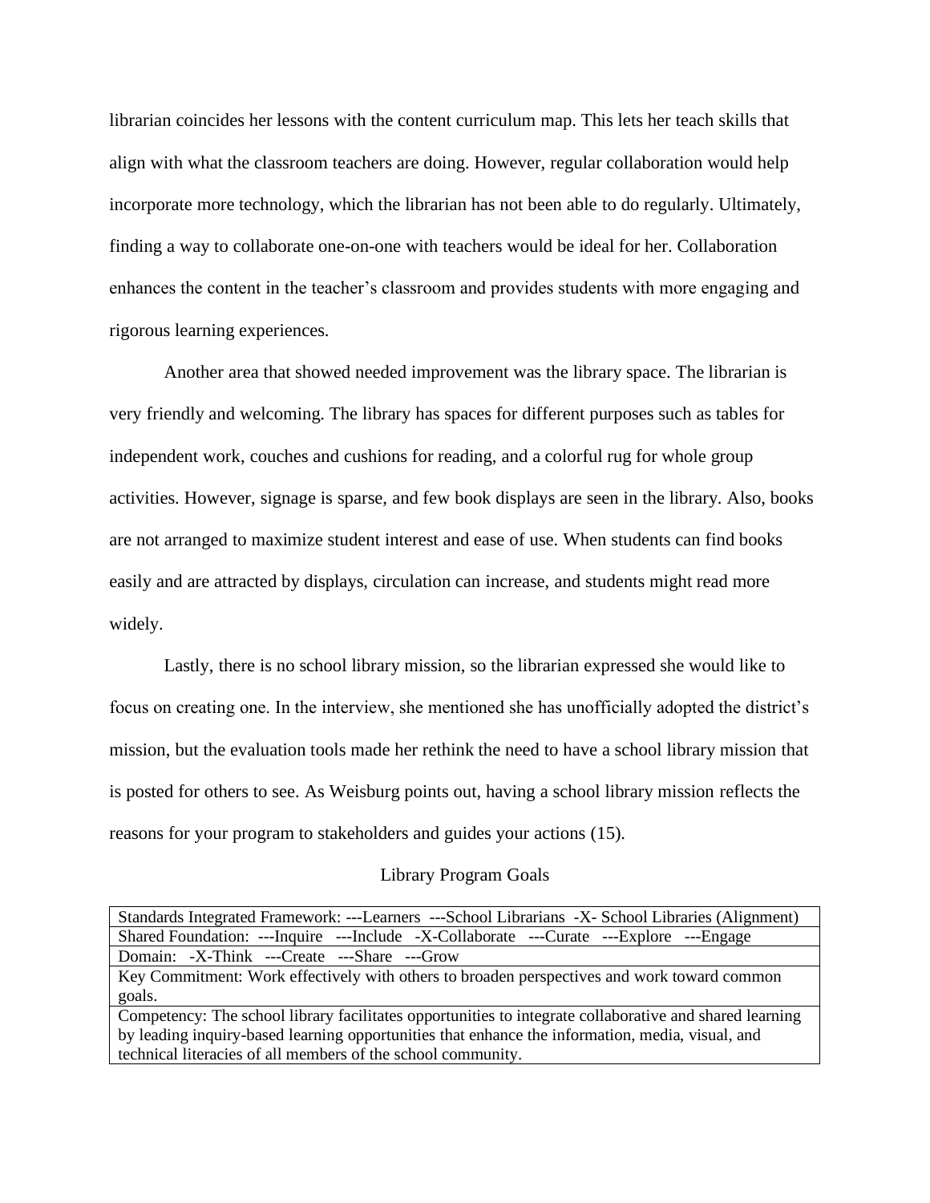librarian coincides her lessons with the content curriculum map. This lets her teach skills that align with what the classroom teachers are doing. However, regular collaboration would help incorporate more technology, which the librarian has not been able to do regularly. Ultimately, finding a way to collaborate one-on-one with teachers would be ideal for her. Collaboration enhances the content in the teacher's classroom and provides students with more engaging and rigorous learning experiences.

Another area that showed needed improvement was the library space. The librarian is very friendly and welcoming. The library has spaces for different purposes such as tables for independent work, couches and cushions for reading, and a colorful rug for whole group activities. However, signage is sparse, and few book displays are seen in the library. Also, books are not arranged to maximize student interest and ease of use. When students can find books easily and are attracted by displays, circulation can increase, and students might read more widely.

Lastly, there is no school library mission, so the librarian expressed she would like to focus on creating one. In the interview, she mentioned she has unofficially adopted the district's mission, but the evaluation tools made her rethink the need to have a school library mission that is posted for others to see. As Weisburg points out, having a school library mission reflects the reasons for your program to stakeholders and guides your actions (15).

Library Program Goals

| Standards Integrated Framework: ---Learners ---School Librarians -X- School Libraries (Alignment) |
|---|
| Shared Foundation: ---Inquire ---Include -X-Collaborate ---Curate ---Explore ---Engage |
| Domain: -X-Think ---Create ---Share ---Grow |
| Key Commitment: Work effectively with others to broaden perspectives and work toward common goals. |
| Competency: The school library facilitates opportunities to integrate collaborative and shared learning by leading inquiry-based learning opportunities that enhance the information, media, visual, and technical literacies of all members of the school community. |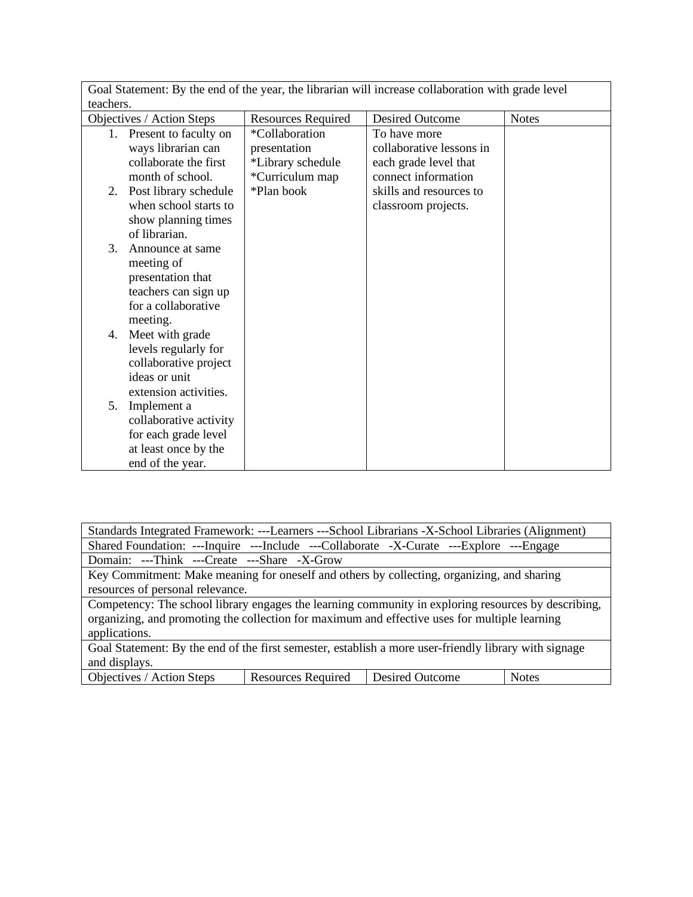| Goal Statement: By the end of the year, the librarian will increase collaboration with grade level teachers. | | | |
|---|---|---|---|
| Objectives / Action Steps | Resources Required | Desired Outcome | Notes |
| 1. Present to faculty on ways librarian can collaborate the first month of school.<br>2. Post library schedule when school starts to show planning times of librarian.<br>3. Announce at same meeting of presentation that teachers can sign up for a collaborative meeting.<br>4. Meet with grade levels regularly for collaborative project ideas or unit extension activities.<br>5. Implement a collaborative activity for each grade level at least once by the end of the year. | *Collaboration presentation<br>*Library schedule<br>*Curriculum map<br>*Plan book | To have more collaborative lessons in each grade level that connect information skills and resources to classroom projects. | |

| Standards Integrated Framework: ---Learners ---School Librarians -X-School Libraries (Alignment) | | | |
|---|---|---|---|
| Shared Foundation: ---Inquire ---Include ---Collaborate -X-Curate ---Explore ---Engage | | | |
| Domain: ---Think ---Create ---Share -X-Grow | | | |
| Key Commitment: Make meaning for oneself and others by collecting, organizing, and sharing resources of personal relevance. | | | |
| Competency: The school library engages the learning community in exploring resources by describing, organizing, and promoting the collection for maximum and effective uses for multiple learning applications. | | | |
| Goal Statement: By the end of the first semester, establish a more user-friendly library with signage and displays. | | | |
| Objectives / Action Steps | Resources Required | Desired Outcome | Notes |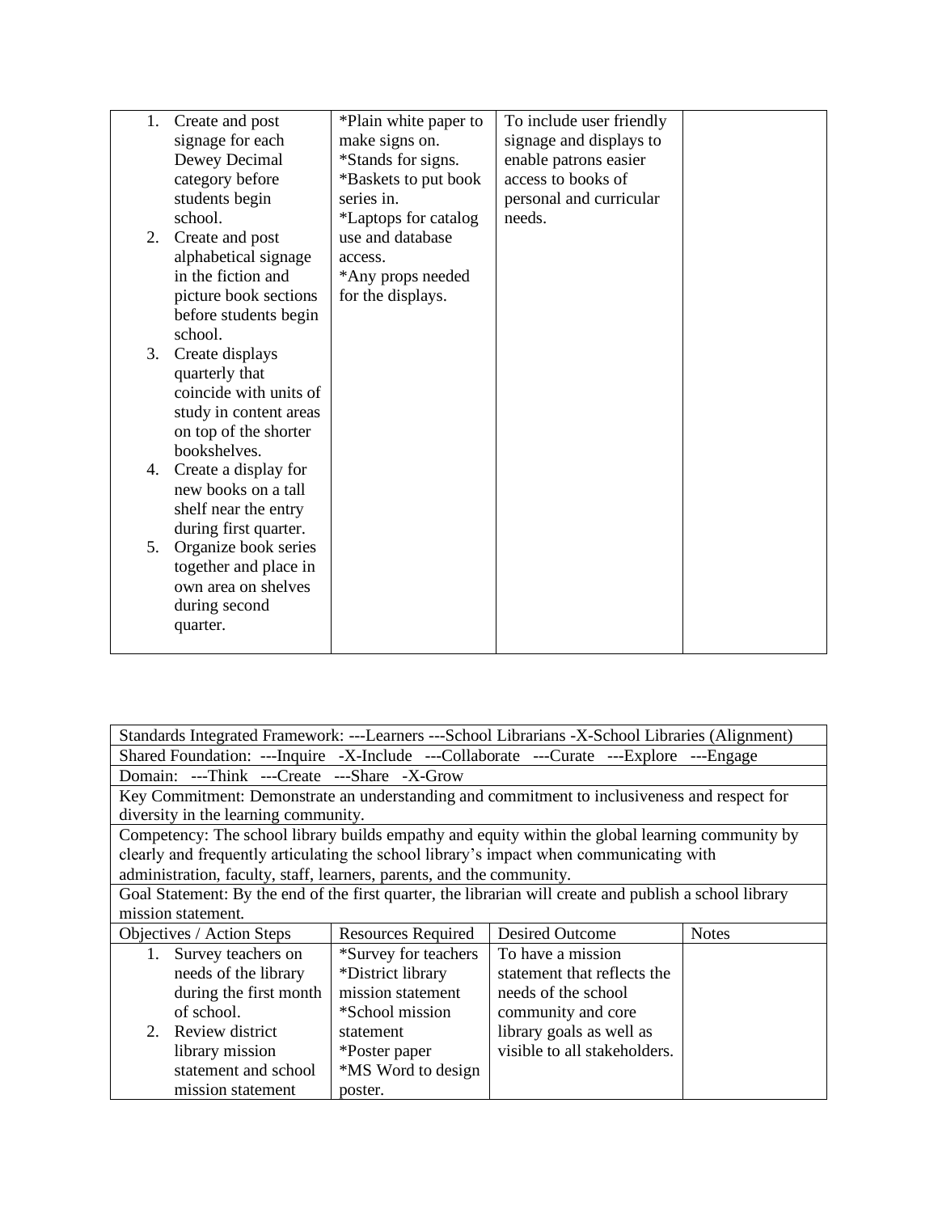| | | | |
|---|---|---|---|
| 1. Create and post signage for each Dewey Decimal category before students begin school.<br>2. Create and post alphabetical signage in the fiction and picture book sections before students begin school.<br>3. Create displays quarterly that coincide with units of study in content areas on top of the shorter bookshelves.<br>4. Create a display for new books on a tall shelf near the entry during first quarter.<br>5. Organize book series together and place in own area on shelves during second quarter. | *Plain white paper to make signs on.<br>*Stands for signs.<br>*Baskets to put book series in.<br>*Laptops for catalog use and database access.<br>*Any props needed for the displays. | To include user friendly signage and displays to enable patrons easier access to books of personal and curricular needs. | |

| Standards Integrated Framework: ---Learners ---School Librarians -X-School Libraries (Alignment) | | | |
|---|---|---|---|
| Shared Foundation: ---Inquire -X-Include ---Collaborate ---Curate ---Explore ---Engage | | | |
| Domain: ---Think ---Create ---Share -X-Grow | | | |
| Key Commitment: Demonstrate an understanding and commitment to inclusiveness and respect for diversity in the learning community. | | | |
| Competency: The school library builds empathy and equity within the global learning community by clearly and frequently articulating the school library's impact when communicating with administration, faculty, staff, learners, parents, and the community. | | | |
| Goal Statement: By the end of the first quarter, the librarian will create and publish a school library mission statement. | | | |
| Objectives / Action Steps | Resources Required | Desired Outcome | Notes |
| 1. Survey teachers on needs of the library during the first month of school.<br>2. Review district library mission statement and school mission statement | *Survey for teachers<br>*District library mission statement<br>*School mission statement<br>*Poster paper<br>*MS Word to design poster. | To have a mission statement that reflects the needs of the school community and core library goals as well as visible to all stakeholders. | |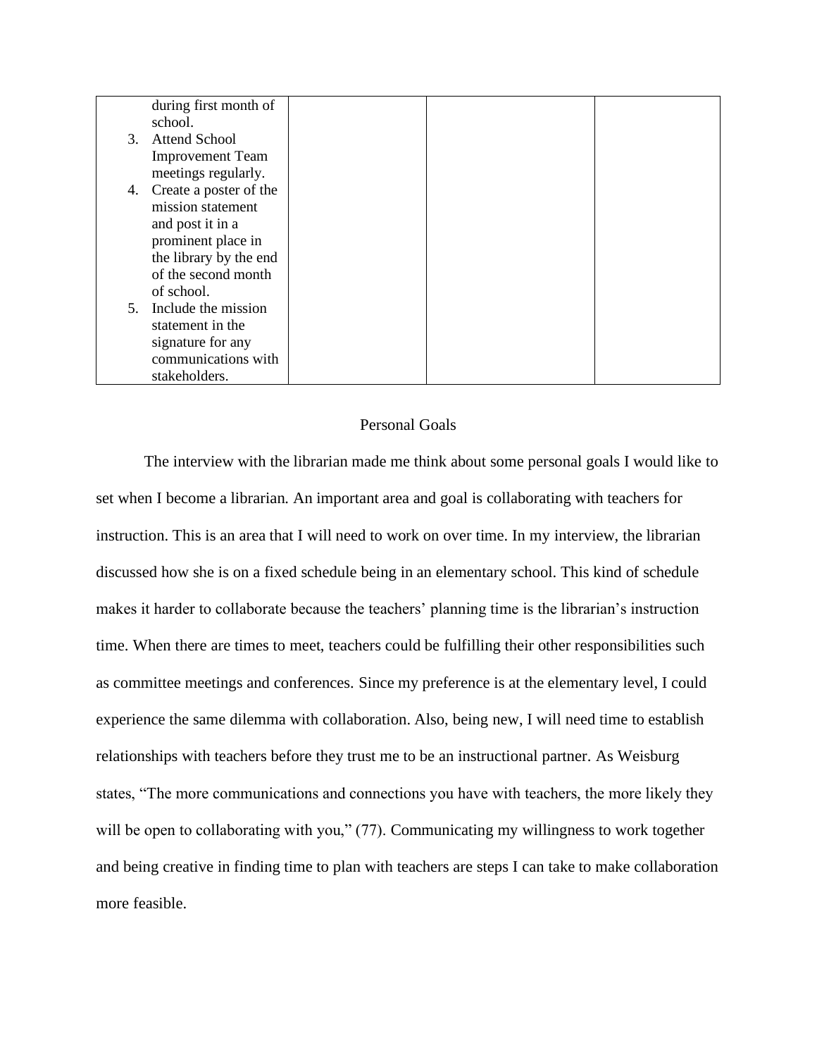| | | | |
|---|---|---|---|
| during first month of school.<br>3. Attend School Improvement Team meetings regularly.<br>4. Create a poster of the mission statement and post it in a prominent place in the library by the end of the second month of school.<br>5. Include the mission statement in the signature for any communications with stakeholders. | | | |

## Personal Goals

The interview with the librarian made me think about some personal goals I would like to set when I become a librarian. An important area and goal is collaborating with teachers for instruction. This is an area that I will need to work on over time. In my interview, the librarian discussed how she is on a fixed schedule being in an elementary school. This kind of schedule makes it harder to collaborate because the teachers' planning time is the librarian's instruction time. When there are times to meet, teachers could be fulfilling their other responsibilities such as committee meetings and conferences. Since my preference is at the elementary level, I could experience the same dilemma with collaboration. Also, being new, I will need time to establish relationships with teachers before they trust me to be an instructional partner. As Weisburg states, "The more communications and connections you have with teachers, the more likely they will be open to collaborating with you," (77). Communicating my willingness to work together and being creative in finding time to plan with teachers are steps I can take to make collaboration more feasible.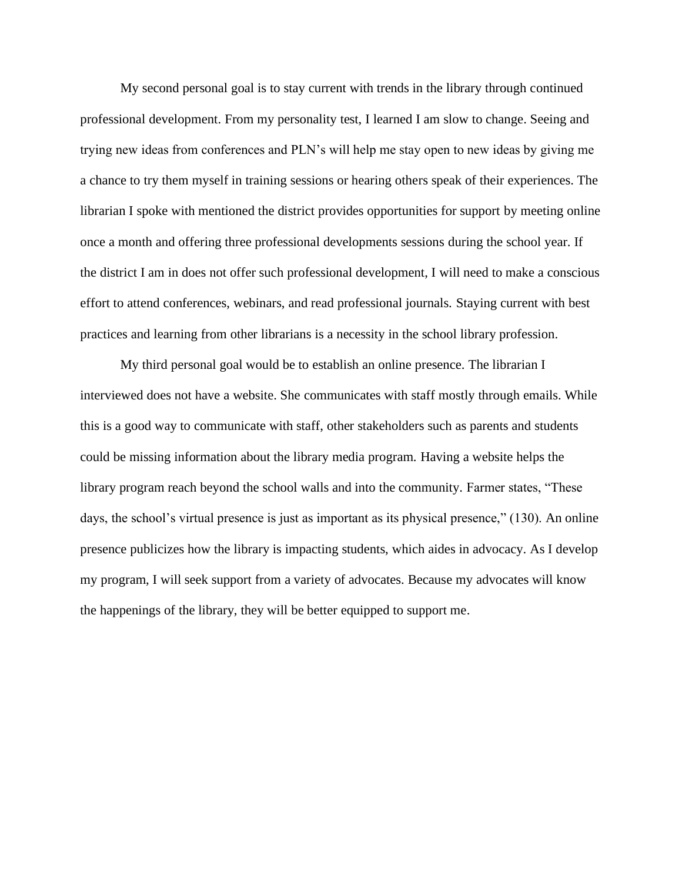My second personal goal is to stay current with trends in the library through continued professional development. From my personality test, I learned I am slow to change. Seeing and trying new ideas from conferences and PLN's will help me stay open to new ideas by giving me a chance to try them myself in training sessions or hearing others speak of their experiences. The librarian I spoke with mentioned the district provides opportunities for support by meeting online once a month and offering three professional developments sessions during the school year. If the district I am in does not offer such professional development, I will need to make a conscious effort to attend conferences, webinars, and read professional journals. Staying current with best practices and learning from other librarians is a necessity in the school library profession.

My third personal goal would be to establish an online presence. The librarian I interviewed does not have a website. She communicates with staff mostly through emails. While this is a good way to communicate with staff, other stakeholders such as parents and students could be missing information about the library media program. Having a website helps the library program reach beyond the school walls and into the community. Farmer states, "These days, the school's virtual presence is just as important as its physical presence," (130). An online presence publicizes how the library is impacting students, which aides in advocacy. As I develop my program, I will seek support from a variety of advocates. Because my advocates will know the happenings of the library, they will be better equipped to support me.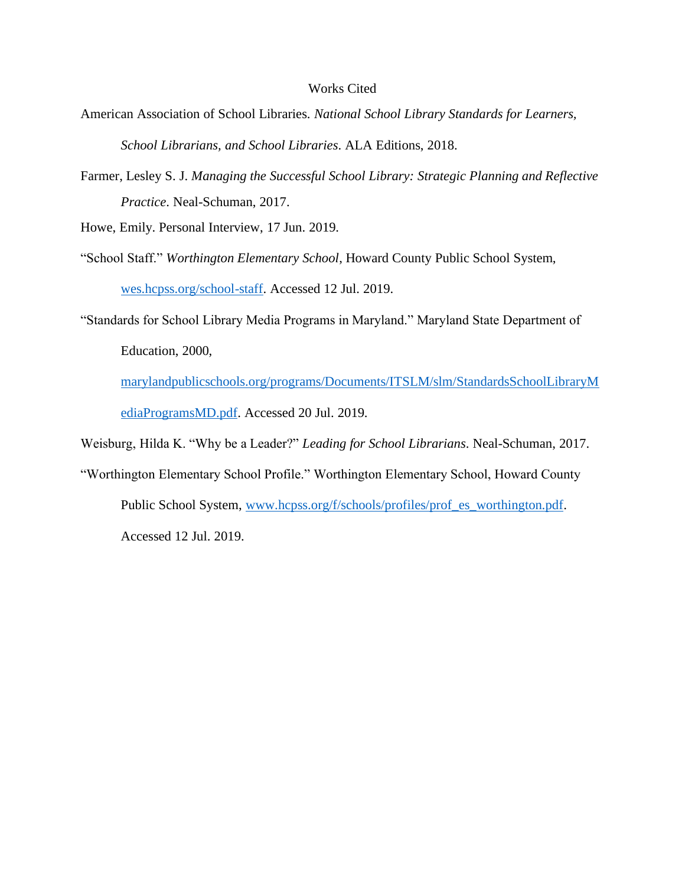# Works Cited

American Association of School Libraries. *National School Library Standards for Learners, School Librarians, and School Libraries*. ALA Editions, 2018.

Farmer, Lesley S. J. *Managing the Successful School Library: Strategic Planning and Reflective Practice*. Neal-Schuman, 2017.

Howe, Emily. Personal Interview, 17 Jun. 2019.

"School Staff." *Worthington Elementary School*, Howard County Public School System, wes.hcpss.org/school-staff. Accessed 12 Jul. 2019.

"Standards for School Library Media Programs in Maryland." Maryland State Department of Education, 2000, marylandpublicschools.org/programs/Documents/ITSLM/slm/StandardsSchoolLibraryMediaProgramsMD.pdf. Accessed 20 Jul. 2019.

Weisburg, Hilda K. "Why be a Leader?" *Leading for School Librarians*. Neal-Schuman, 2017.

"Worthington Elementary School Profile." Worthington Elementary School, Howard County Public School System, www.hcpss.org/f/schools/profiles/prof_es_worthington.pdf. Accessed 12 Jul. 2019.